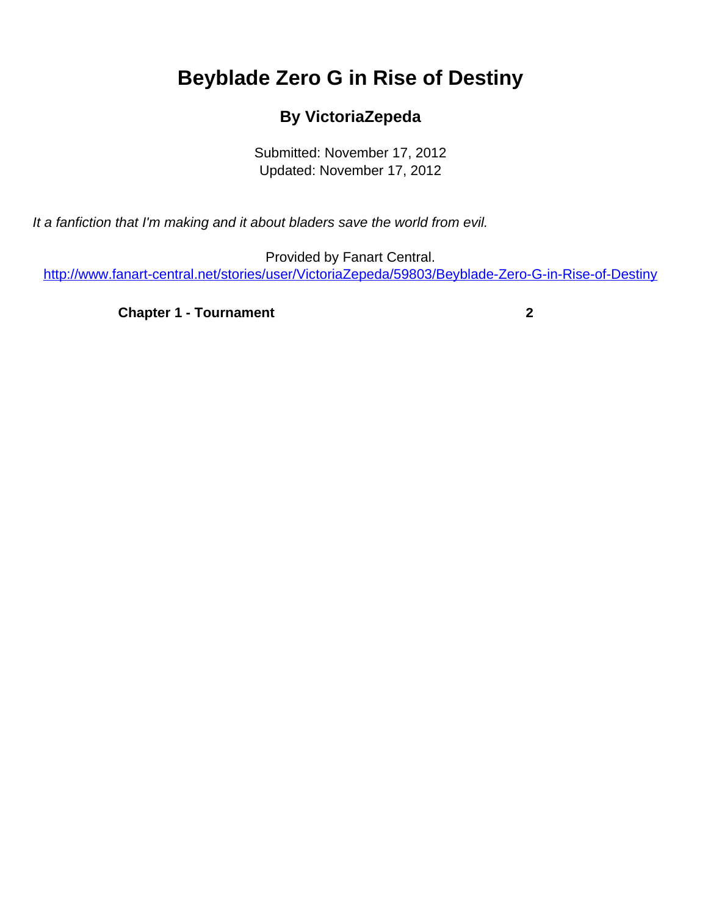# Beyblade Zero G in Rise of Destiny

### By VictoriaZepeda

Submitted: November 17, 2012
Updated: November 17, 2012

*It a fanfiction that I'm making and it about bladers save the world from evil.*

Provided by Fanart Central.
http://www.fanart-central.net/stories/user/VictoriaZepeda/59803/Beyblade-Zero-G-in-Rise-of-Destiny

| | |
|---|---|
| **Chapter 1 - Tournament** | **2** |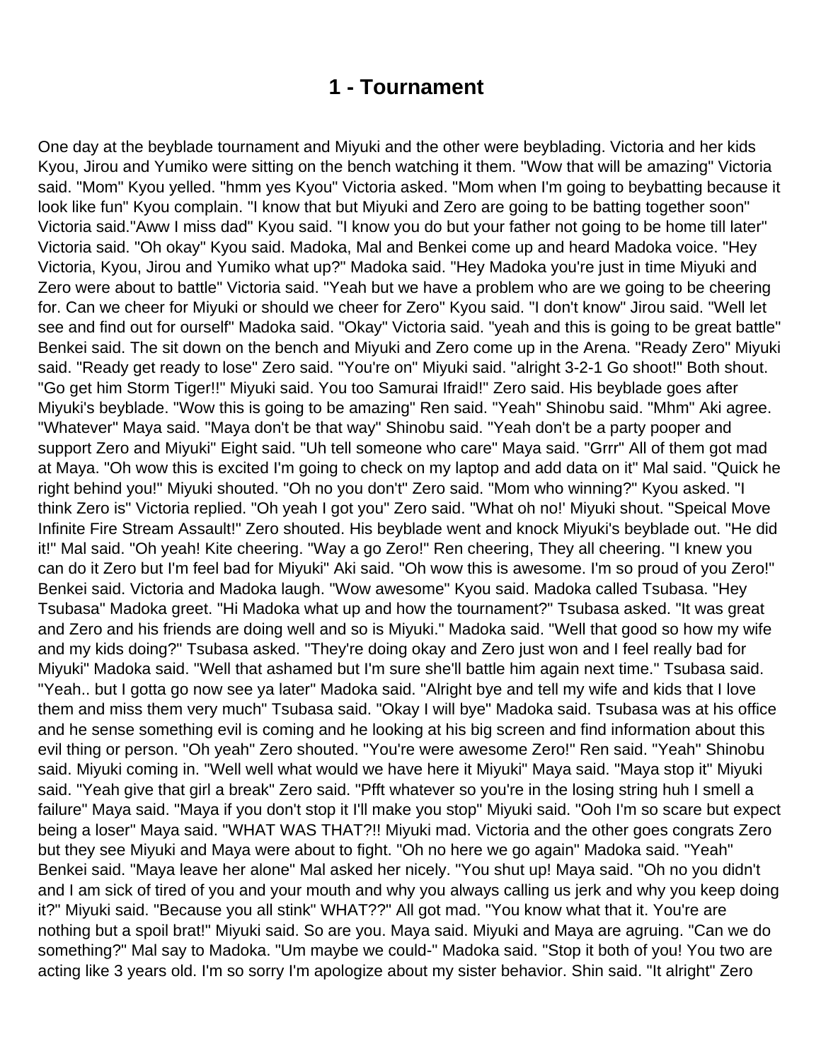# 1 - Tournament

One day at the beyblade tournament and Miyuki and the other were beyblading. Victoria and her kids Kyou, Jirou and Yumiko were sitting on the bench watching it them. "Wow that will be amazing" Victoria said. "Mom" Kyou yelled. "hmm yes Kyou" Victoria asked. "Mom when I'm going to beybatting because it look like fun" Kyou complain. "I know that but Miyuki and Zero are going to be batting together soon" Victoria said."Aww I miss dad" Kyou said. "I know you do but your father not going to be home till later" Victoria said. "Oh okay" Kyou said. Madoka, Mal and Benkei come up and heard Madoka voice. "Hey Victoria, Kyou, Jirou and Yumiko what up?" Madoka said. "Hey Madoka you're just in time Miyuki and Zero were about to battle" Victoria said. "Yeah but we have a problem who are we going to be cheering for. Can we cheer for Miyuki or should we cheer for Zero" Kyou said. "I don't know" Jirou said. "Well let see and find out for ourself" Madoka said. "Okay" Victoria said. "yeah and this is going to be great battle" Benkei said. The sit down on the bench and Miyuki and Zero come up in the Arena. "Ready Zero" Miyuki said. "Ready get ready to lose" Zero said. "You're on" Miyuki said. "alright 3-2-1 Go shoot!" Both shout. "Go get him Storm Tiger!!" Miyuki said. You too Samurai Ifraid!" Zero said. His beyblade goes after Miyuki's beyblade. "Wow this is going to be amazing" Ren said. "Yeah" Shinobu said. "Mhm" Aki agree. "Whatever" Maya said. "Maya don't be that way" Shinobu said. "Yeah don't be a party pooper and support Zero and Miyuki" Eight said. "Uh tell someone who care" Maya said. "Grrr" All of them got mad at Maya. "Oh wow this is excited I'm going to check on my laptop and add data on it" Mal said. "Quick he right behind you!" Miyuki shouted. "Oh no you don't" Zero said. "Mom who winning?" Kyou asked. "I think Zero is" Victoria replied. "Oh yeah I got you" Zero said. "What oh no!' Miyuki shout. "Speical Move Infinite Fire Stream Assault!" Zero shouted. His beyblade went and knock Miyuki's beyblade out. "He did it!" Mal said. "Oh yeah! Kite cheering. "Way a go Zero!" Ren cheering, They all cheering. "I knew you can do it Zero but I'm feel bad for Miyuki" Aki said. "Oh wow this is awesome. I'm so proud of you Zero!" Benkei said. Victoria and Madoka laugh. "Wow awesome" Kyou said. Madoka called Tsubasa. "Hey Tsubasa" Madoka greet. "Hi Madoka what up and how the tournament?" Tsubasa asked. "It was great and Zero and his friends are doing well and so is Miyuki." Madoka said. "Well that good so how my wife and my kids doing?" Tsubasa asked. "They're doing okay and Zero just won and I feel really bad for Miyuki" Madoka said. "Well that ashamed but I'm sure she'll battle him again next time." Tsubasa said. "Yeah.. but I gotta go now see ya later" Madoka said. "Alright bye and tell my wife and kids that I love them and miss them very much" Tsubasa said. "Okay I will bye" Madoka said. Tsubasa was at his office and he sense something evil is coming and he looking at his big screen and find information about this evil thing or person. "Oh yeah" Zero shouted. "You're were awesome Zero!" Ren said. "Yeah" Shinobu said. Miyuki coming in. "Well well what would we have here it Miyuki" Maya said. "Maya stop it" Miyuki said. "Yeah give that girl a break" Zero said. "Pfft whatever so you're in the losing string huh I smell a failure" Maya said. "Maya if you don't stop it I'll make you stop" Miyuki said. "Ooh I'm so scare but expect being a loser" Maya said. "WHAT WAS THAT?!! Miyuki mad. Victoria and the other goes congrats Zero but they see Miyuki and Maya were about to fight. "Oh no here we go again" Madoka said. "Yeah" Benkei said. "Maya leave her alone" Mal asked her nicely. "You shut up! Maya said. "Oh no you didn't and I am sick of tired of you and your mouth and why you always calling us jerk and why you keep doing it?" Miyuki said. "Because you all stink" WHAT??" All got mad. "You know what that it. You're are nothing but a spoil brat!" Miyuki said. So are you. Maya said. Miyuki and Maya are agruing. "Can we do something?" Mal say to Madoka. "Um maybe we could-" Madoka said. "Stop it both of you! You two are acting like 3 years old. I'm so sorry I'm apologize about my sister behavior. Shin said. "It alright" Zero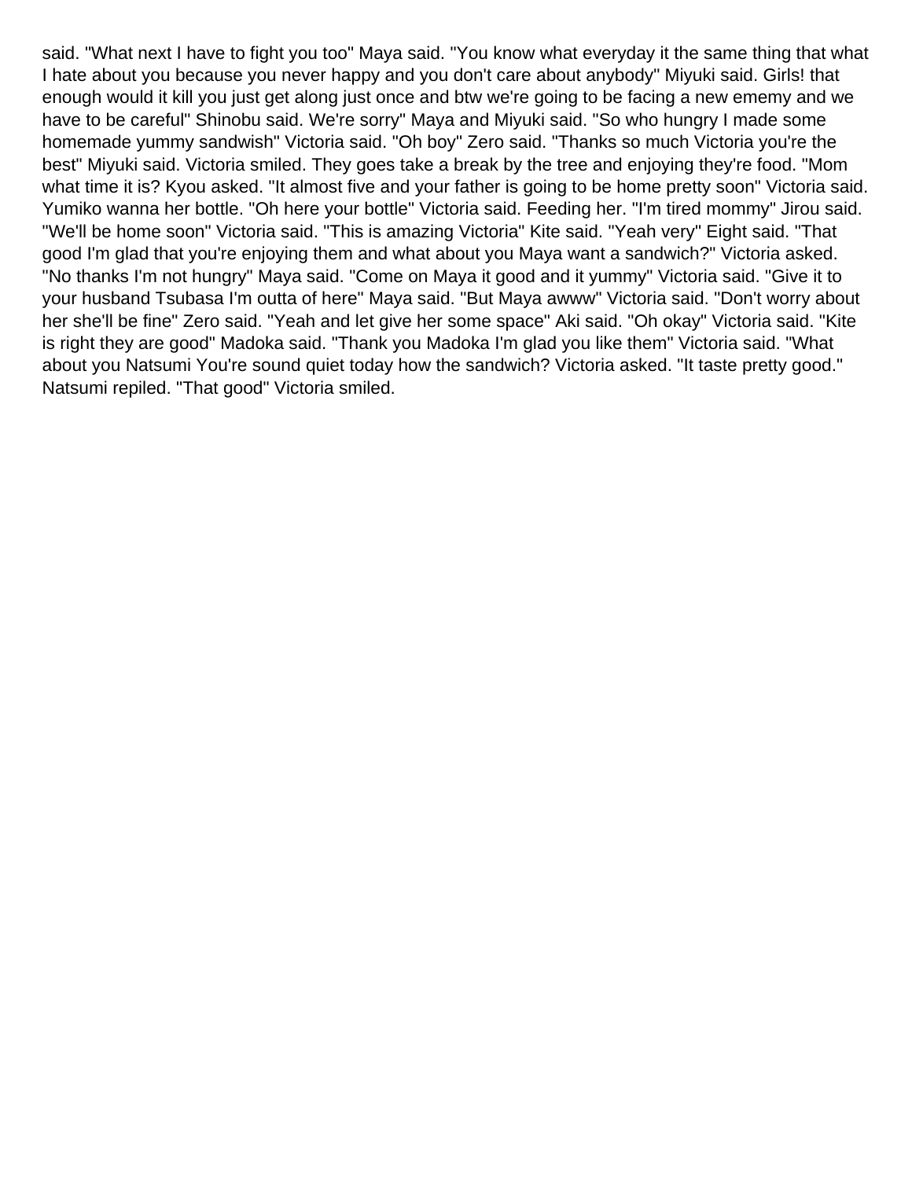said. "What next I have to fight you too" Maya said. "You know what everyday it the same thing that what I hate about you because you never happy and you don't care about anybody" Miyuki said. Girls! that enough would it kill you just get along just once and btw we're going to be facing a new ememy and we have to be careful" Shinobu said. We're sorry" Maya and Miyuki said. "So who hungry I made some homemade yummy sandwish" Victoria said. "Oh boy" Zero said. "Thanks so much Victoria you're the best" Miyuki said. Victoria smiled. They goes take a break by the tree and enjoying they're food. "Mom what time it is? Kyou asked. "It almost five and your father is going to be home pretty soon" Victoria said. Yumiko wanna her bottle. "Oh here your bottle" Victoria said. Feeding her. "I'm tired mommy" Jirou said. "We'll be home soon" Victoria said. "This is amazing Victoria" Kite said. "Yeah very" Eight said. "That good I'm glad that you're enjoying them and what about you Maya want a sandwich?" Victoria asked. "No thanks I'm not hungry" Maya said. "Come on Maya it good and it yummy" Victoria said. "Give it to your husband Tsubasa I'm outta of here" Maya said. "But Maya awww" Victoria said. "Don't worry about her she'll be fine" Zero said. "Yeah and let give her some space" Aki said. "Oh okay" Victoria said. "Kite is right they are good" Madoka said. "Thank you Madoka I'm glad you like them" Victoria said. "What about you Natsumi You're sound quiet today how the sandwich? Victoria asked. "It taste pretty good." Natsumi repiled. "That good" Victoria smiled.